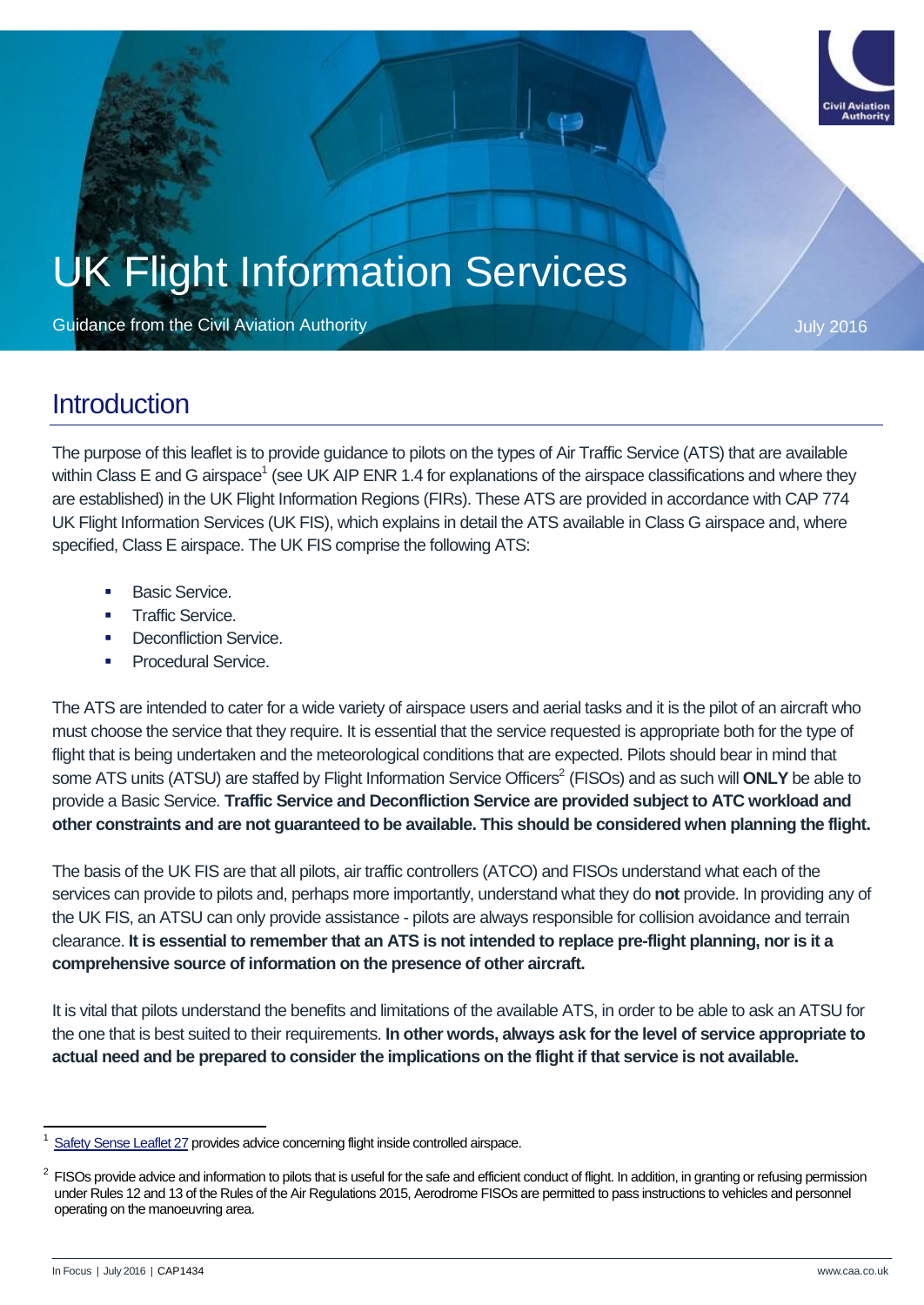# UK Flight Information Services

Guidance from the Civil Aviation Authority

July 2016

## Introduction

The purpose of this leaflet is to provide guidance to pilots on the types of Air Traffic Service (ATS) that are available within Class E and G airspace[1] (see UK AIP ENR 1.4 for explanations of the airspace classifications and where they are established) in the UK Flight Information Regions (FIRs). These ATS are provided in accordance with CAP 774 UK Flight Information Services (UK FIS), which explains in detail the ATS available in Class G airspace and, where specified, Class E airspace. The UK FIS comprise the following ATS:

- Basic Service.
- Traffic Service.
- Deconfliction Service.
- Procedural Service.

The ATS are intended to cater for a wide variety of airspace users and aerial tasks and it is the pilot of an aircraft who must choose the service that they require. It is essential that the service requested is appropriate both for the type of flight that is being undertaken and the meteorological conditions that are expected. Pilots should bear in mind that some ATS units (ATSU) are staffed by Flight Information Service Officers[2] (FISOs) and as such will **ONLY** be able to provide a Basic Service. **Traffic Service and Deconfliction Service are provided subject to ATC workload and other constraints and are not guaranteed to be available. This should be considered when planning the flight.**

The basis of the UK FIS are that all pilots, air traffic controllers (ATCO) and FISOs understand what each of the services can provide to pilots and, perhaps more importantly, understand what they do **not** provide. In providing any of the UK FIS, an ATSU can only provide assistance - pilots are always responsible for collision avoidance and terrain clearance. **It is essential to remember that an ATS is not intended to replace pre-flight planning, nor is it a comprehensive source of information on the presence of other aircraft.**

It is vital that pilots understand the benefits and limitations of the available ATS, in order to be able to ask an ATSU for the one that is best suited to their requirements. **In other words, always ask for the level of service appropriate to actual need and be prepared to consider the implications on the flight if that service is not available.**

---

[1] Safety Sense Leaflet 27 provides advice concerning flight inside controlled airspace.

[2] FISOs provide advice and information to pilots that is useful for the safe and efficient conduct of flight. In addition, in granting or refusing permission under Rules 12 and 13 of the Rules of the Air Regulations 2015, Aerodrome FISOs are permitted to pass instructions to vehicles and personnel operating on the manoeuvring area.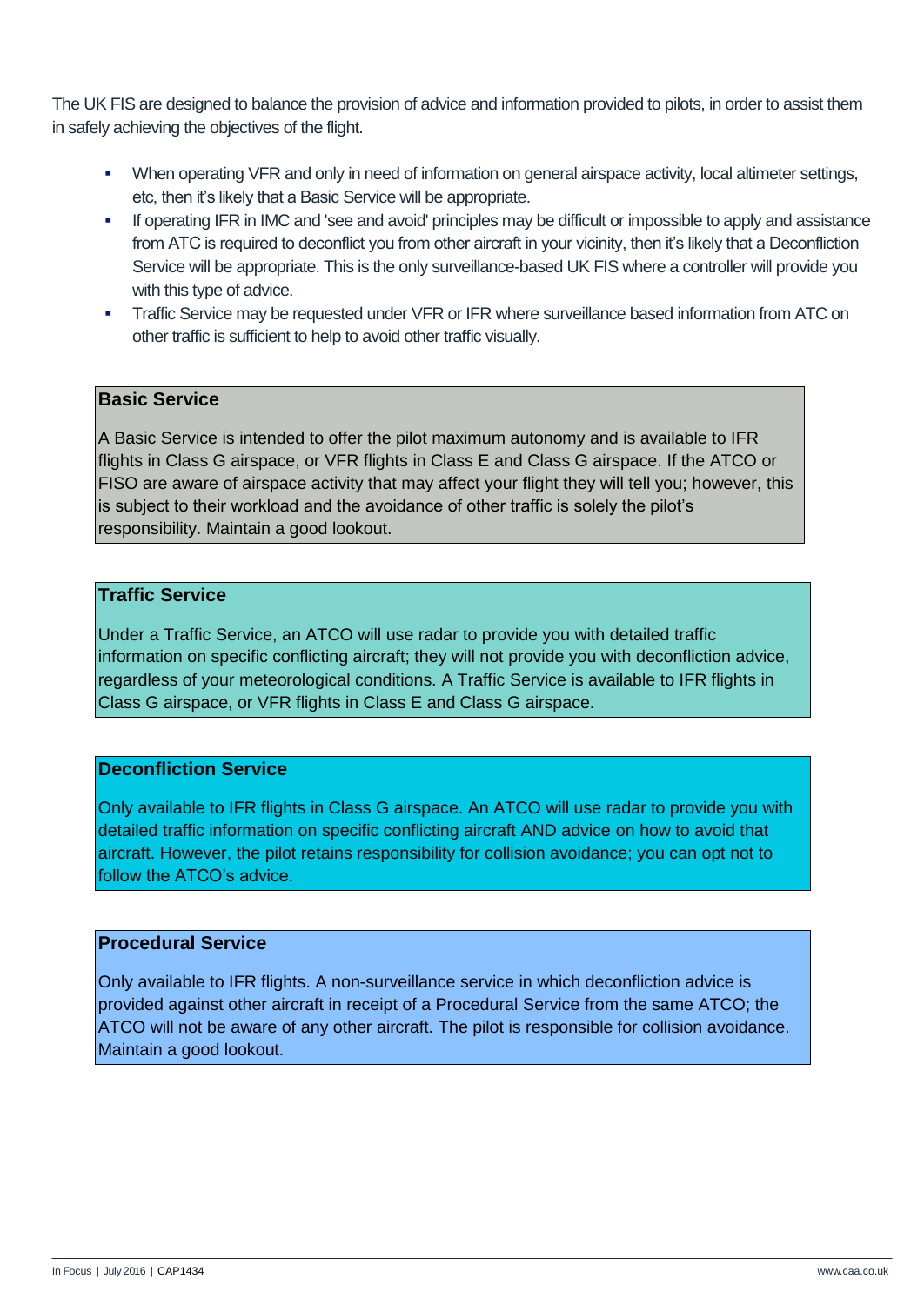The UK FIS are designed to balance the provision of advice and information provided to pilots, in order to assist them in safely achieving the objectives of the flight.

- When operating VFR and only in need of information on general airspace activity, local altimeter settings, etc, then it's likely that a Basic Service will be appropriate.
- If operating IFR in IMC and 'see and avoid' principles may be difficult or impossible to apply and assistance from ATC is required to deconflict you from other aircraft in your vicinity, then it's likely that a Deconfliction Service will be appropriate. This is the only surveillance-based UK FIS where a controller will provide you with this type of advice.
- Traffic Service may be requested under VFR or IFR where surveillance based information from ATC on other traffic is sufficient to help to avoid other traffic visually.

**Basic Service**

A Basic Service is intended to offer the pilot maximum autonomy and is available to IFR flights in Class G airspace, or VFR flights in Class E and Class G airspace. If the ATCO or FISO are aware of airspace activity that may affect your flight they will tell you; however, this is subject to their workload and the avoidance of other traffic is solely the pilot's responsibility. Maintain a good lookout.

**Traffic Service**

Under a Traffic Service, an ATCO will use radar to provide you with detailed traffic information on specific conflicting aircraft; they will not provide you with deconfliction advice, regardless of your meteorological conditions. A Traffic Service is available to IFR flights in Class G airspace, or VFR flights in Class E and Class G airspace.

**Deconfliction Service**

Only available to IFR flights in Class G airspace. An ATCO will use radar to provide you with detailed traffic information on specific conflicting aircraft AND advice on how to avoid that aircraft. However, the pilot retains responsibility for collision avoidance; you can opt not to follow the ATCO's advice.

**Procedural Service**

Only available to IFR flights. A non-surveillance service in which deconfliction advice is provided against other aircraft in receipt of a Procedural Service from the same ATCO; the ATCO will not be aware of any other aircraft. The pilot is responsible for collision avoidance. Maintain a good lookout.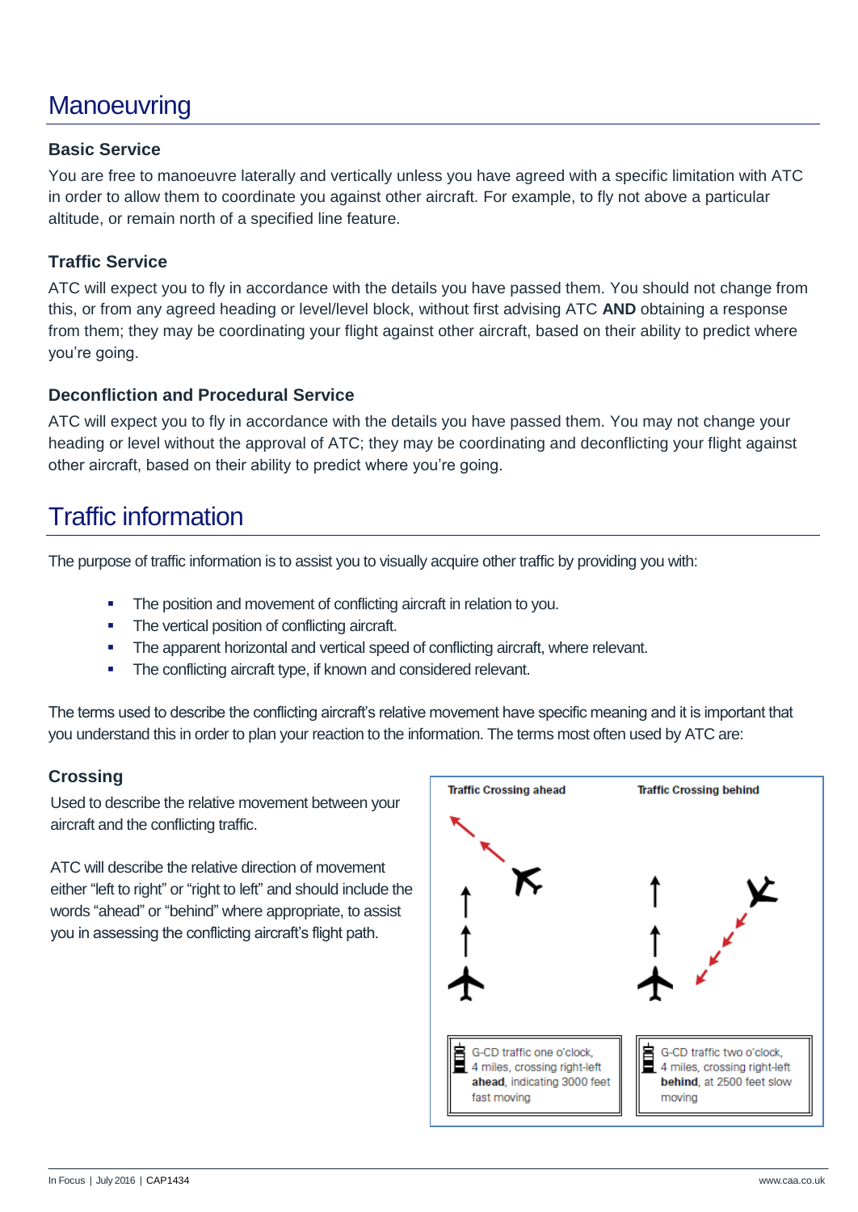# Manoeuvring

### Basic Service

You are free to manoeuvre laterally and vertically unless you have agreed with a specific limitation with ATC in order to allow them to coordinate you against other aircraft. For example, to fly not above a particular altitude, or remain north of a specified line feature.

### Traffic Service

ATC will expect you to fly in accordance with the details you have passed them. You should not change from this, or from any agreed heading or level/level block, without first advising ATC **AND** obtaining a response from them; they may be coordinating your flight against other aircraft, based on their ability to predict where you're going.

### Deconfliction and Procedural Service

ATC will expect you to fly in accordance with the details you have passed them. You may not change your heading or level without the approval of ATC; they may be coordinating and deconflicting your flight against other aircraft, based on their ability to predict where you're going.

# Traffic information

The purpose of traffic information is to assist you to visually acquire other traffic by providing you with:

- The position and movement of conflicting aircraft in relation to you.
- The vertical position of conflicting aircraft.
- The apparent horizontal and vertical speed of conflicting aircraft, where relevant.
- The conflicting aircraft type, if known and considered relevant.

The terms used to describe the conflicting aircraft's relative movement have specific meaning and it is important that you understand this in order to plan your reaction to the information. The terms most often used by ATC are:

### Crossing

Used to describe the relative movement between your aircraft and the conflicting traffic.

ATC will describe the relative direction of movement either "left to right" or "right to left" and should include the words "ahead" or "behind" where appropriate, to assist you in assessing the conflicting aircraft's flight path.

**Traffic Crossing ahead**

G-CD traffic one o'clock, 4 miles, crossing right-left **ahead**, indicating 3000 feet fast moving

**Traffic Crossing behind**

G-CD traffic two o'clock, 4 miles, crossing right-left **behind**, at 2500 feet slow moving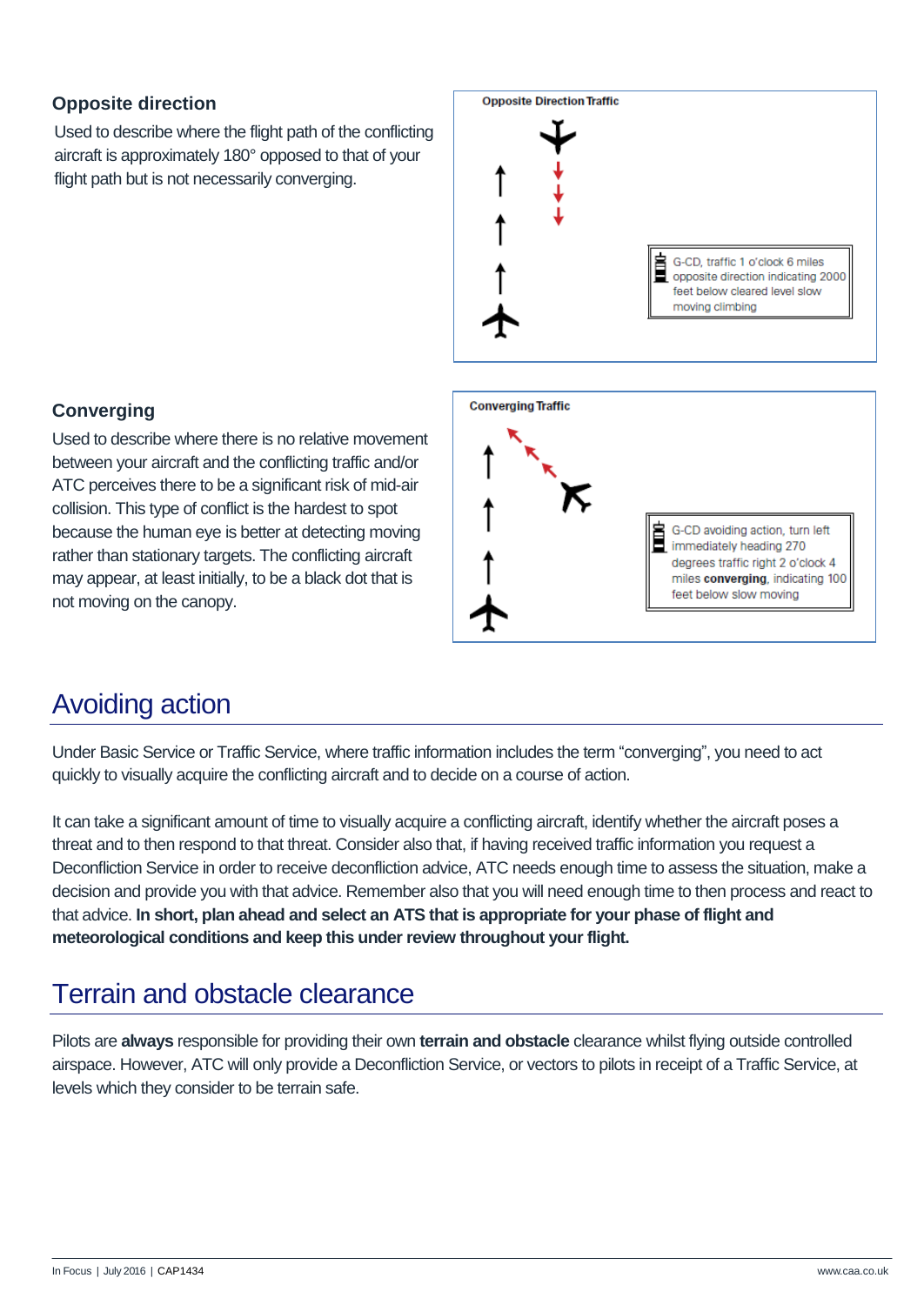### Opposite direction

Used to describe where the flight path of the conflicting aircraft is approximately 180° opposed to that of your flight path but is not necessarily converging.

**Opposite Direction Traffic**

G-CD, traffic 1 o'clock 6 miles opposite direction indicating 2000 feet below cleared level slow moving climbing

### Converging

Used to describe where there is no relative movement between your aircraft and the conflicting traffic and/or ATC perceives there to be a significant risk of mid-air collision. This type of conflict is the hardest to spot because the human eye is better at detecting moving rather than stationary targets. The conflicting aircraft may appear, at least initially, to be a black dot that is not moving on the canopy.

**Converging Traffic**

G-CD avoiding action, turn left immediately heading 270 degrees traffic right 2 o'clock 4 miles **converging**, indicating 100 feet below slow moving

## Avoiding action

Under Basic Service or Traffic Service, where traffic information includes the term "converging", you need to act quickly to visually acquire the conflicting aircraft and to decide on a course of action.

It can take a significant amount of time to visually acquire a conflicting aircraft, identify whether the aircraft poses a threat and to then respond to that threat. Consider also that, if having received traffic information you request a Deconfliction Service in order to receive deconfliction advice, ATC needs enough time to assess the situation, make a decision and provide you with that advice. Remember also that you will need enough time to then process and react to that advice. **In short, plan ahead and select an ATS that is appropriate for your phase of flight and meteorological conditions and keep this under review throughout your flight.**

## Terrain and obstacle clearance

Pilots are **always** responsible for providing their own **terrain and obstacle** clearance whilst flying outside controlled airspace. However, ATC will only provide a Deconfliction Service, or vectors to pilots in receipt of a Traffic Service, at levels which they consider to be terrain safe.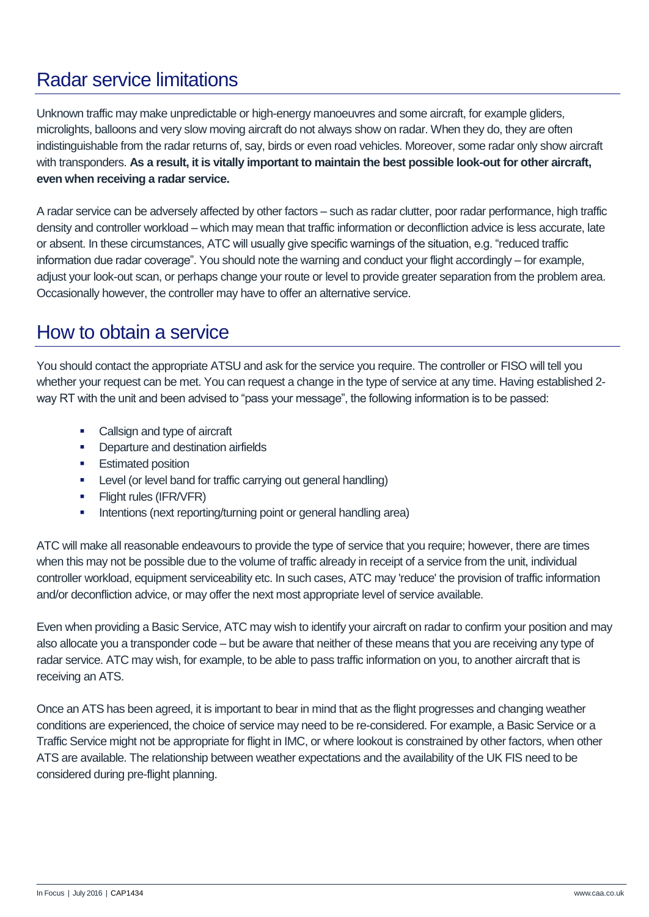## Radar service limitations

Unknown traffic may make unpredictable or high-energy manoeuvres and some aircraft, for example gliders, microlights, balloons and very slow moving aircraft do not always show on radar. When they do, they are often indistinguishable from the radar returns of, say, birds or even road vehicles. Moreover, some radar only show aircraft with transponders. **As a result, it is vitally important to maintain the best possible look-out for other aircraft, even when receiving a radar service.**

A radar service can be adversely affected by other factors – such as radar clutter, poor radar performance, high traffic density and controller workload – which may mean that traffic information or deconfliction advice is less accurate, late or absent. In these circumstances, ATC will usually give specific warnings of the situation, e.g. "reduced traffic information due radar coverage". You should note the warning and conduct your flight accordingly – for example, adjust your look-out scan, or perhaps change your route or level to provide greater separation from the problem area. Occasionally however, the controller may have to offer an alternative service.

## How to obtain a service

You should contact the appropriate ATSU and ask for the service you require. The controller or FISO will tell you whether your request can be met. You can request a change in the type of service at any time. Having established 2-way RT with the unit and been advised to "pass your message", the following information is to be passed:

- Callsign and type of aircraft
- Departure and destination airfields
- Estimated position
- Level (or level band for traffic carrying out general handling)
- Flight rules (IFR/VFR)
- Intentions (next reporting/turning point or general handling area)

ATC will make all reasonable endeavours to provide the type of service that you require; however, there are times when this may not be possible due to the volume of traffic already in receipt of a service from the unit, individual controller workload, equipment serviceability etc. In such cases, ATC may 'reduce' the provision of traffic information and/or deconfliction advice, or may offer the next most appropriate level of service available.

Even when providing a Basic Service, ATC may wish to identify your aircraft on radar to confirm your position and may also allocate you a transponder code – but be aware that neither of these means that you are receiving any type of radar service. ATC may wish, for example, to be able to pass traffic information on you, to another aircraft that is receiving an ATS.

Once an ATS has been agreed, it is important to bear in mind that as the flight progresses and changing weather conditions are experienced, the choice of service may need to be re-considered. For example, a Basic Service or a Traffic Service might not be appropriate for flight in IMC, or where lookout is constrained by other factors, when other ATS are available. The relationship between weather expectations and the availability of the UK FIS need to be considered during pre-flight planning.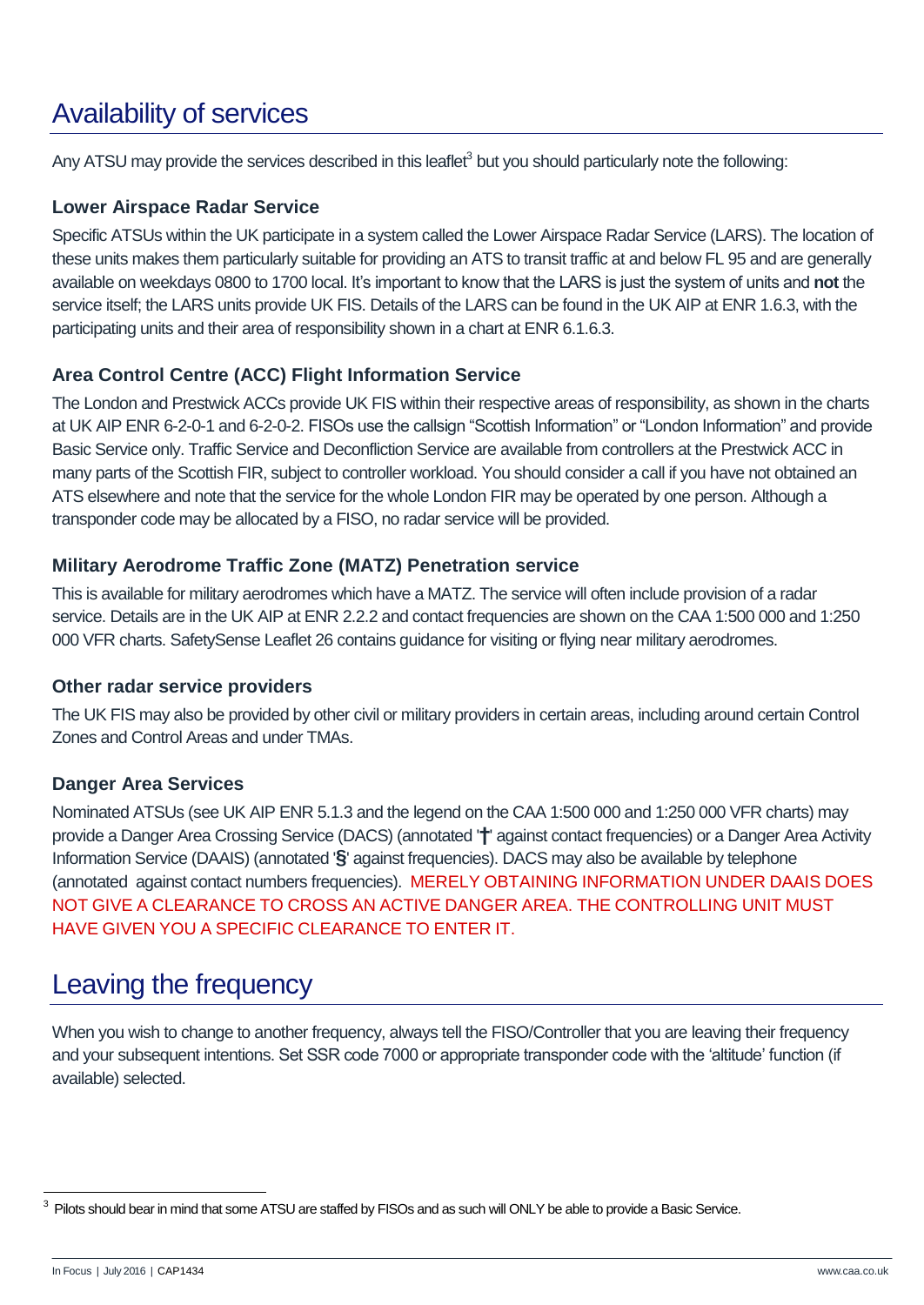# Availability of services

Any ATSU may provide the services described in this leaflet[3] but you should particularly note the following:

### Lower Airspace Radar Service

Specific ATSUs within the UK participate in a system called the Lower Airspace Radar Service (LARS). The location of these units makes them particularly suitable for providing an ATS to transit traffic at and below FL 95 and are generally available on weekdays 0800 to 1700 local. It's important to know that the LARS is just the system of units and **not** the service itself; the LARS units provide UK FIS. Details of the LARS can be found in the UK AIP at ENR 1.6.3, with the participating units and their area of responsibility shown in a chart at ENR 6.1.6.3.

### Area Control Centre (ACC) Flight Information Service

The London and Prestwick ACCs provide UK FIS within their respective areas of responsibility, as shown in the charts at UK AIP ENR 6-2-0-1 and 6-2-0-2. FISOs use the callsign "Scottish Information" or "London Information" and provide Basic Service only. Traffic Service and Deconfliction Service are available from controllers at the Prestwick ACC in many parts of the Scottish FIR, subject to controller workload. You should consider a call if you have not obtained an ATS elsewhere and note that the service for the whole London FIR may be operated by one person. Although a transponder code may be allocated by a FISO, no radar service will be provided.

### Military Aerodrome Traffic Zone (MATZ) Penetration service

This is available for military aerodromes which have a MATZ. The service will often include provision of a radar service. Details are in the UK AIP at ENR 2.2.2 and contact frequencies are shown on the CAA 1:500 000 and 1:250 000 VFR charts. SafetySense Leaflet 26 contains guidance for visiting or flying near military aerodromes.

### Other radar service providers

The UK FIS may also be provided by other civil or military providers in certain areas, including around certain Control Zones and Control Areas and under TMAs.

### Danger Area Services

Nominated ATSUs (see UK AIP ENR 5.1.3 and the legend on the CAA 1:500 000 and 1:250 000 VFR charts) may provide a Danger Area Crossing Service (DACS) (annotated '†' against contact frequencies) or a Danger Area Activity Information Service (DAAIS) (annotated '§' against frequencies). DACS may also be available by telephone (annotated against contact numbers frequencies). MERELY OBTAINING INFORMATION UNDER DAAIS DOES NOT GIVE A CLEARANCE TO CROSS AN ACTIVE DANGER AREA. THE CONTROLLING UNIT MUST HAVE GIVEN YOU A SPECIFIC CLEARANCE TO ENTER IT.

# Leaving the frequency

When you wish to change to another frequency, always tell the FISO/Controller that you are leaving their frequency and your subsequent intentions. Set SSR code 7000 or appropriate transponder code with the 'altitude' function (if available) selected.

---

[3] Pilots should bear in mind that some ATSU are staffed by FISOs and as such will ONLY be able to provide a Basic Service.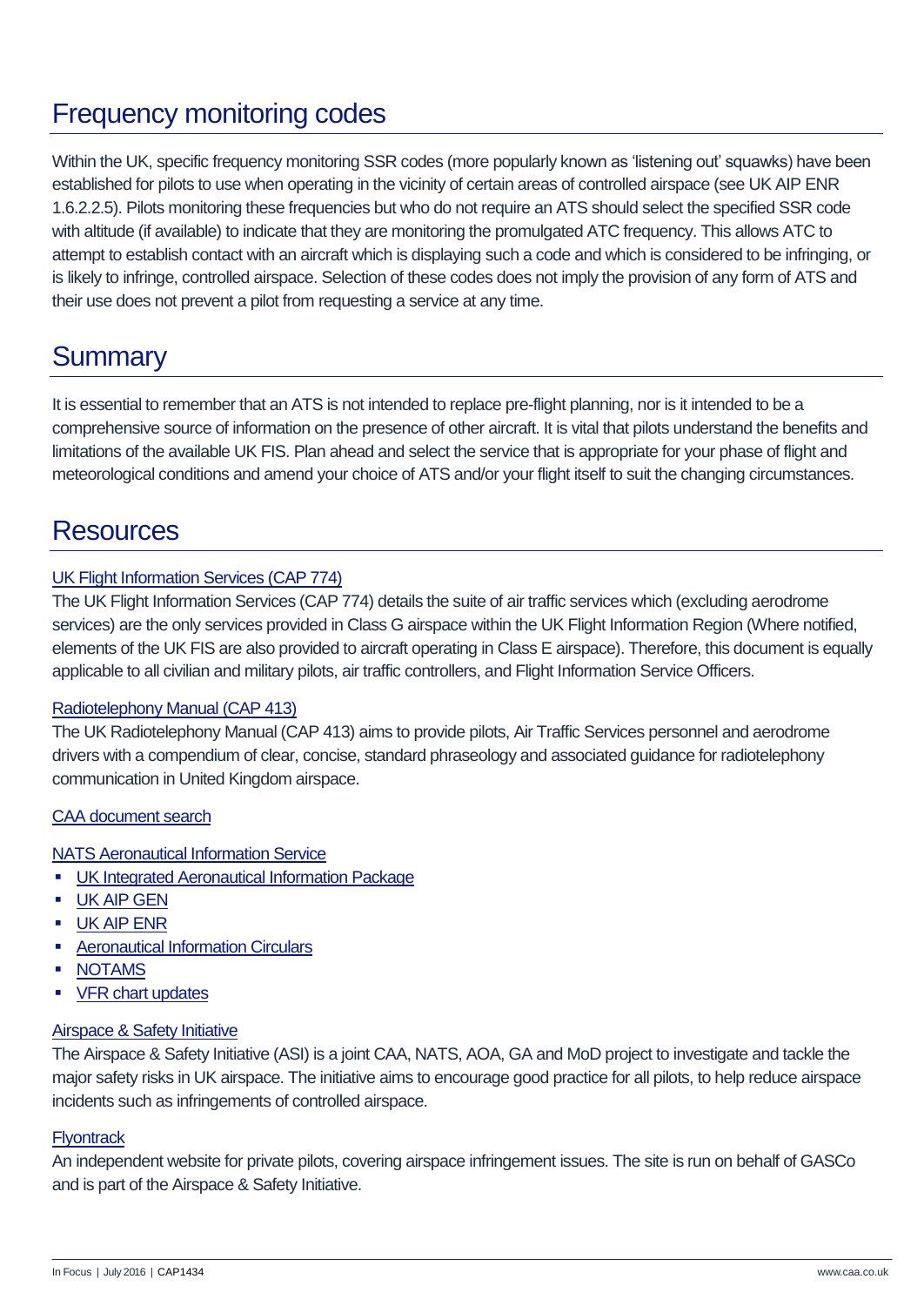## Frequency monitoring codes

Within the UK, specific frequency monitoring SSR codes (more popularly known as 'listening out' squawks) have been established for pilots to use when operating in the vicinity of certain areas of controlled airspace (see UK AIP ENR 1.6.2.2.5). Pilots monitoring these frequencies but who do not require an ATS should select the specified SSR code with altitude (if available) to indicate that they are monitoring the promulgated ATC frequency. This allows ATC to attempt to establish contact with an aircraft which is displaying such a code and which is considered to be infringing, or is likely to infringe, controlled airspace. Selection of these codes does not imply the provision of any form of ATS and their use does not prevent a pilot from requesting a service at any time.

## Summary

It is essential to remember that an ATS is not intended to replace pre-flight planning, nor is it intended to be a comprehensive source of information on the presence of other aircraft. It is vital that pilots understand the benefits and limitations of the available UK FIS. Plan ahead and select the service that is appropriate for your phase of flight and meteorological conditions and amend your choice of ATS and/or your flight itself to suit the changing circumstances.

## Resources

UK Flight Information Services (CAP 774)

The UK Flight Information Services (CAP 774) details the suite of air traffic services which (excluding aerodrome services) are the only services provided in Class G airspace within the UK Flight Information Region (Where notified, elements of the UK FIS are also provided to aircraft operating in Class E airspace). Therefore, this document is equally applicable to all civilian and military pilots, air traffic controllers, and Flight Information Service Officers.

Radiotelephony Manual (CAP 413)

The UK Radiotelephony Manual (CAP 413) aims to provide pilots, Air Traffic Services personnel and aerodrome drivers with a compendium of clear, concise, standard phraseology and associated guidance for radiotelephony communication in United Kingdom airspace.

CAA document search

NATS Aeronautical Information Service

- UK Integrated Aeronautical Information Package
- UK AIP GEN
- UK AIP ENR
- Aeronautical Information Circulars
- NOTAMS
- VFR chart updates

Airspace & Safety Initiative

The Airspace & Safety Initiative (ASI) is a joint CAA, NATS, AOA, GA and MoD project to investigate and tackle the major safety risks in UK airspace. The initiative aims to encourage good practice for all pilots, to help reduce airspace incidents such as infringements of controlled airspace.

Flyontrack

An independent website for private pilots, covering airspace infringement issues. The site is run on behalf of GASCo and is part of the Airspace & Safety Initiative.